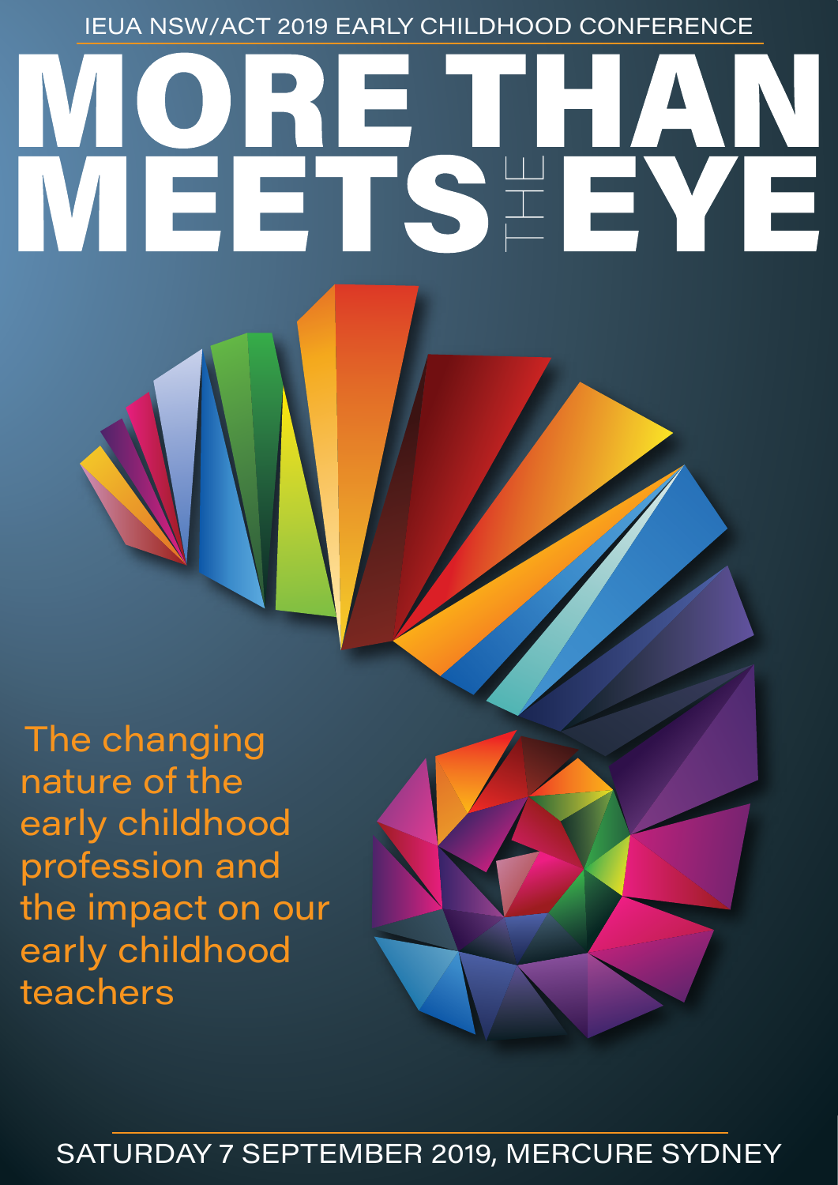IEUA NSW/ACT 2019 EARLY CHILDHOOD CONFERENCE

# MORE THAN MEETS THE EYE

The changing nature of the early childhood profession and the impact on our early childhood teachers

SATURDAY 7 SEPTEMBER 2019, MERCURE SYDNEY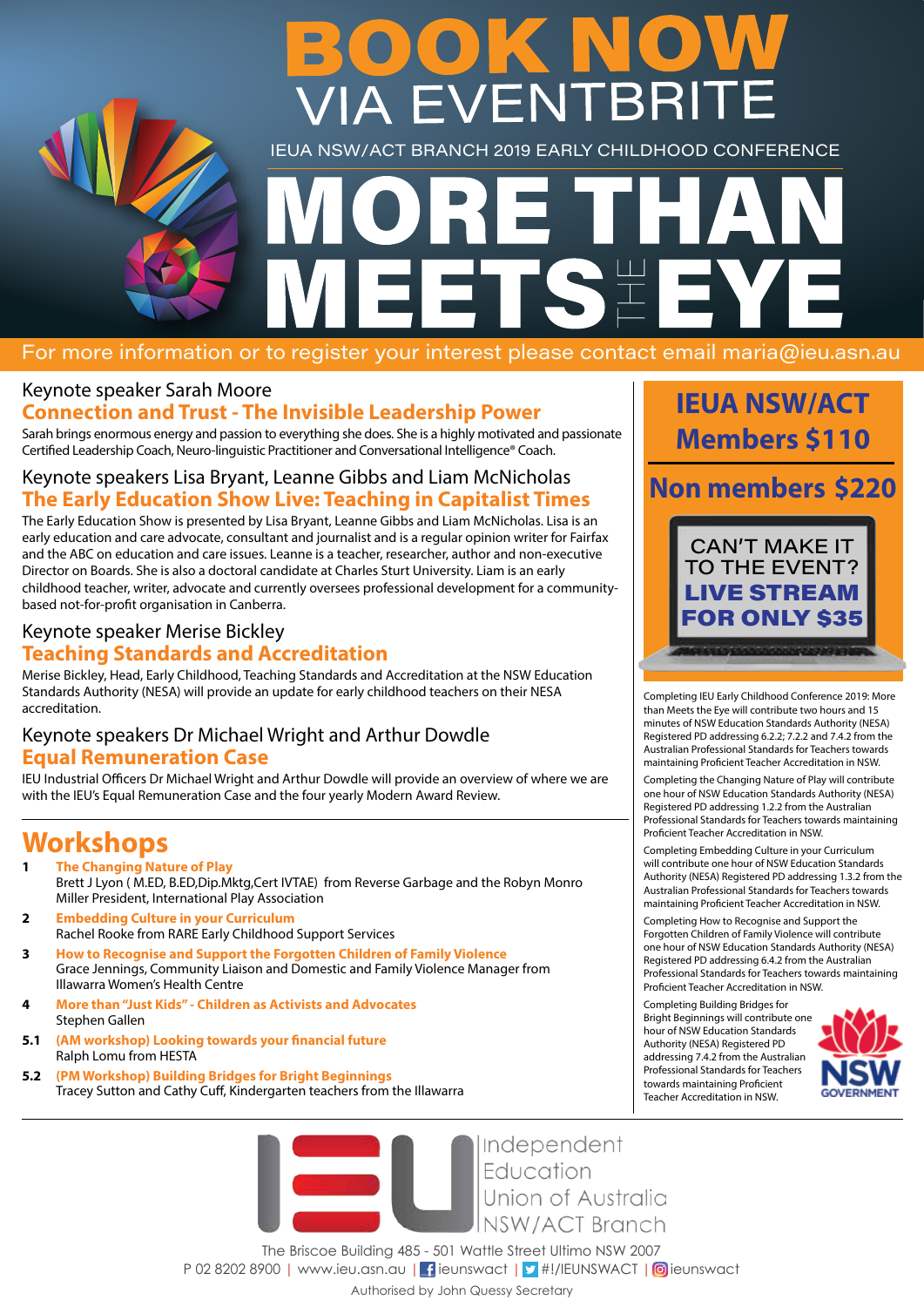# BOOK NOW
## VIA EVENTBRITE

IEUA NSW/ACT BRANCH 2019 EARLY CHILDHOOD CONFERENCE

# MORE THAN MEETS THE EYE

For more information or to register your interest please contact email maria@ieu.asn.au

Keynote speaker Sarah Moore

## Connection and Trust - The Invisible Leadership Power

Sarah brings enormous energy and passion to everything she does. She is a highly motivated and passionate Certified Leadership Coach, Neuro-linguistic Practitioner and Conversational Intelligence® Coach.

Keynote speakers Lisa Bryant, Leanne Gibbs and Liam McNicholas

## The Early Education Show Live: Teaching in Capitalist Times

The Early Education Show is presented by Lisa Bryant, Leanne Gibbs and Liam McNicholas. Lisa is an early education and care advocate, consultant and journalist and is a regular opinion writer for Fairfax and the ABC on education and care issues. Leanne is a teacher, researcher, author and non-executive Director on Boards. She is also a doctoral candidate at Charles Sturt University. Liam is an early childhood teacher, writer, advocate and currently oversees professional development for a community-based not-for-profit organisation in Canberra.

Keynote speaker Merise Bickley

## Teaching Standards and Accreditation

Merise Bickley, Head, Early Childhood, Teaching Standards and Accreditation at the NSW Education Standards Authority (NESA) will provide an update for early childhood teachers on their NESA accreditation.

Keynote speakers Dr Michael Wright and Arthur Dowdle

## Equal Remuneration Case

IEU Industrial Officers Dr Michael Wright and Arthur Dowdle will provide an overview of where we are with the IEU's Equal Remuneration Case and the four yearly Modern Award Review.

# Workshops

1. **The Changing Nature of Play**
   Brett J Lyon ( M.ED, B.ED,Dip.Mktg,Cert IVTAE) from Reverse Garbage and the Robyn Monro Miller President, International Play Association
2. **Embedding Culture in your Curriculum**
   Rachel Rooke from RARE Early Childhood Support Services
3. **How to Recognise and Support the Forgotten Children of Family Violence**
   Grace Jennings, Community Liaison and Domestic and Family Violence Manager from Illawarra Women's Health Centre
4. **More than "Just Kids" - Children as Activists and Advocates**
   Stephen Gallen

5.1 **(AM workshop) Looking towards your financial future**
Ralph Lomu from HESTA

5.2 **(PM Workshop) Building Bridges for Bright Beginnings**
Tracey Sutton and Cathy Cuff, Kindergarten teachers from the Illawarra

## IEUA NSW/ACT Members $110

## Non members $220

CAN'T MAKE IT TO THE EVENT?
**LIVE STREAM FOR ONLY $35**

Completing IEU Early Childhood Conference 2019: More than Meets the Eye will contribute two hours and 15 minutes of NSW Education Standards Authority (NESA) Registered PD addressing 6.2.2; 7.2.2 and 7.4.2 from the Australian Professional Standards for Teachers towards maintaining Proficient Teacher Accreditation in NSW.

Completing the Changing Nature of Play will contribute one hour of NSW Education Standards Authority (NESA) Registered PD addressing 1.2.2 from the Australian Professional Standards for Teachers towards maintaining Proficient Teacher Accreditation in NSW.

Completing Embedding Culture in your Curriculum will contribute one hour of NSW Education Standards Authority (NESA) Registered PD addressing 1.3.2 from the Australian Professional Standards for Teachers towards maintaining Proficient Teacher Accreditation in NSW.

Completing How to Recognise and Support the Forgotten Children of Family Violence will contribute one hour of NSW Education Standards Authority (NESA) Registered PD addressing 6.4.2 from the Australian Professional Standards for Teachers towards maintaining Proficient Teacher Accreditation in NSW.

Completing Building Bridges for Bright Beginnings will contribute one hour of NSW Education Standards Authority (NESA) Registered PD addressing 7.4.2 from the Australian Professional Standards for Teachers towards maintaining Proficient Teacher Accreditation in NSW.

NSW GOVERNMENT

Independent Education Union of Australia NSW/ACT Branch

The Briscoe Building 485 - 501 Wattle Street Ultimo NSW 2007
P 02 8202 8900 | www.ieu.asn.au | ieunswact | #!/IEUNSWACT | ieunswact

Authorised by John Quessy Secretary